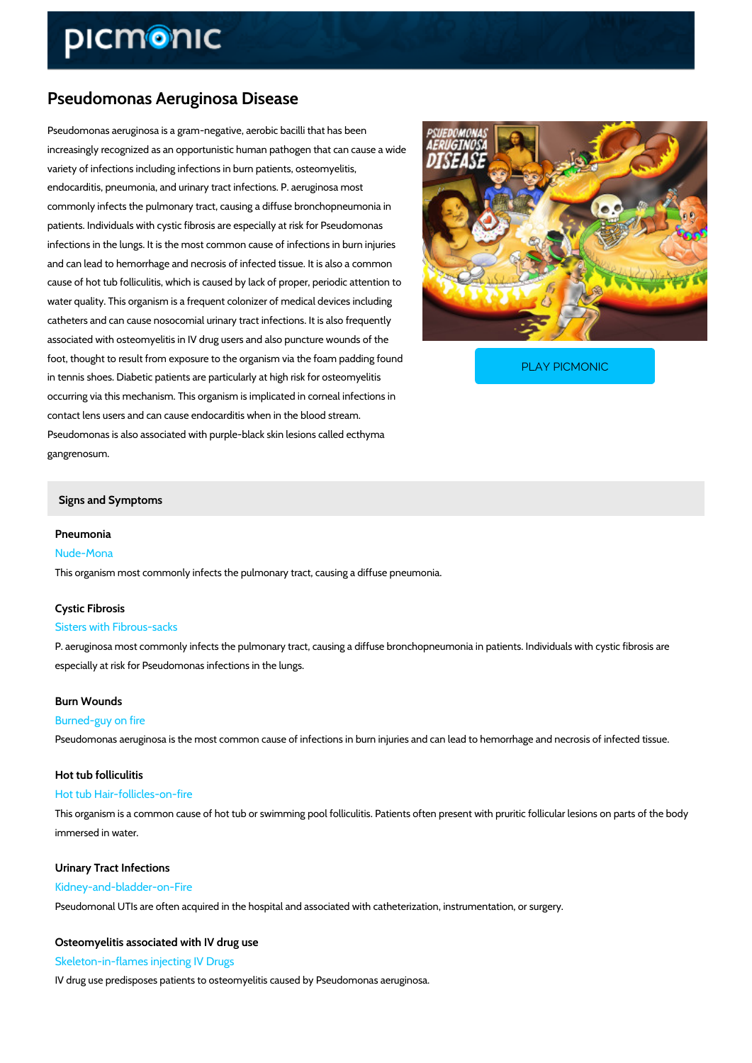# Pseudomonas Aeruginosa Disease

Pseudomonas aeruginosa is a gram-negative, aerobic bacilli that has been increasingly recognized as an opportunistic human pathogen that can cause a wide variety of infections including infections in burn patients, osteomyelitis, endocarditis, pneumonia, and urinary tract infections. P. aeruginosa most commonly infects the pulmonary tract, causing a diffuse bronchopneumonia in patients. Individuals with cystic fibrosis are especially at risk for Pseudomonas infections in the lungs. It is the most common cause of infections in burn injuries and can lead to hemorrhage and necrosis of infected tissue. It is also a common cause of hot tub folliculitis, which is caused by lack of proper, periodic attention to water quality. This organism is a frequent colonizer of medical devices including catheters and can cause nosocomial urinary tract infections. It is also frequently associated with osteomyelitis in IV drug users and also puncture wounds of the foot, thought to result from exposure to the organism via the foam padding found in tennis shoes. Diabetic patients are particularly at high risk for osteomyelitis occurring via this mechanism. This organism is implicated in corneal infections in contact lens users and can cause endocarditis when in the blood stream. Pseudomonas is also associated with purple-black skin lesions called ecthyma gangrenosum.

PLAY PICMONIC

## Signs and Symptoms

### Pneumonia

Nude-Mona

This organism most commonly infects the pulmonary tract, causing a diffuse pneumonia.

### Cystic Fibrosis

Sisters with Fibrous-sacks

P. aeruginosa most commonly infects the pulmonary tract, causing a diffuse bronchopneumonia in patients. Individuals with cystic fibrosis are especially at risk for Pseudomonas infections in the lungs.

### Burn Wounds

Burned-guy on fire

Pseudomonas aeruginosa is the most common cause of infections in burn injuries and can lead to hemorrhage and necrosis of infected tissue.

### Hot tub folliculitis

Hot tub Hair-follicles-on-fire

This organism is a common cause of hot tub or swimming pool folliculitis. Patients often present with pruritic follicular lesions on parts of the body immersed in water.

### Urinary Tract Infections

Kidney-and-bladder-on-Fire

Pseudomonal UTIs are often acquired in the hospital and associated with catheterization, instrumentation, or surgery.

### Osteomyelitis associated with IV drug use

Skeleton-in-flames injecting IV Drugs

IV drug use predisposes patients to osteomyelitis caused by Pseudomonas aeruginosa.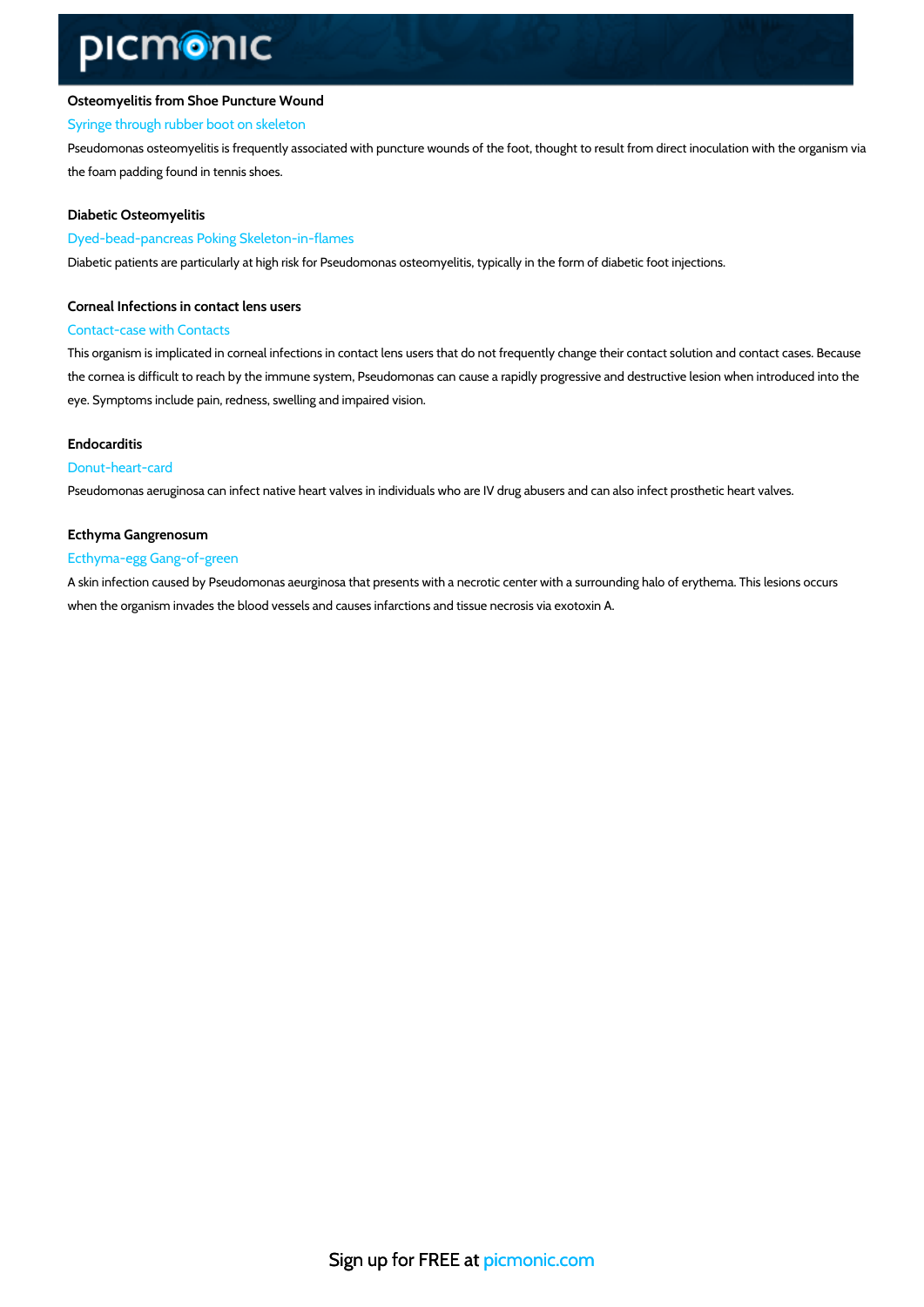### Osteomyelitis from Shoe Puncture Wound

Syringe through rubber boot on skeleton

Pseudomonas osteomyelitis is frequently associated with puncture wounds of the foot, thought to result from direct inoculation with the organism via the foam padding found in tennis shoes.

### Diabetic Osteomyelitis

Dyed-bead-pancreas Poking Skeleton-in-flames

Diabetic patients are particularly at high risk for Pseudomonas osteomyelitis, typically in the form of diabetic foot injections.

### Corneal Infections in contact lens users

Contact-case with Contacts

This organism is implicated in corneal infections in contact lens users that do not frequently change their contact solution and contact cases. Because the cornea is difficult to reach by the immune system, Pseudomonas can cause a rapidly progressive and destructive lesion when introduced into the eye. Symptoms include pain, redness, swelling and impaired vision.

### Endocarditis

Donut-heart-card

Pseudomonas aeruginosa can infect native heart valves in individuals who are IV drug abusers and can also infect prosthetic heart valves.

### Ecthyma Gangrenosum

Ecthyma-egg Gang-of-green

A skin infection caused by Pseudomonas aeurginosa that presents with a necrotic center with a surrounding halo of erythema. This lesions occurs when the organism invades the blood vessels and causes infarctions and tissue necrosis via exotoxin A.